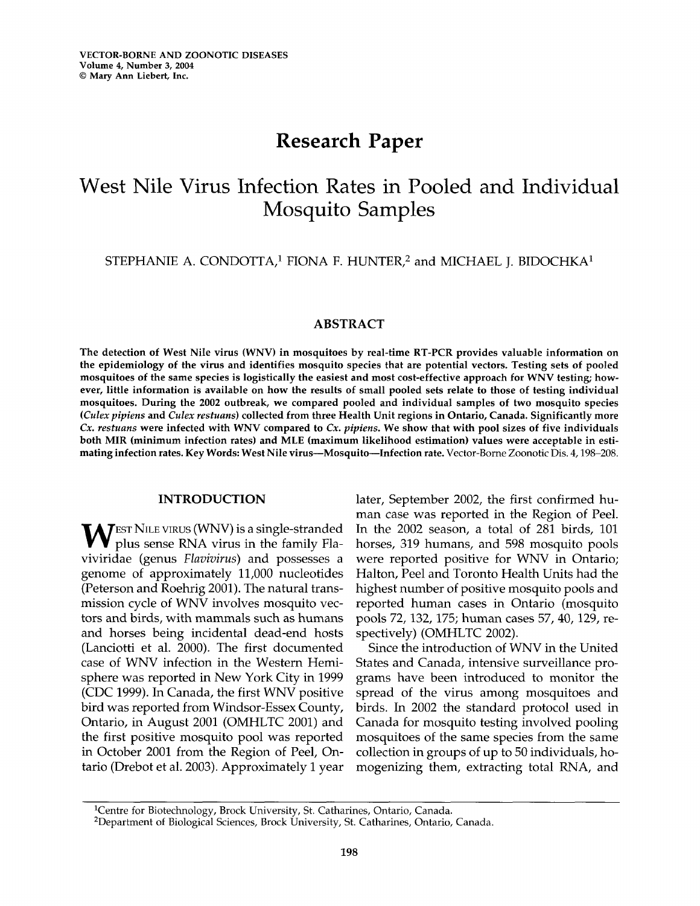Research Paper

# West Nile Virus Infection Rates in Pooled and Individual Mosquito Samples

STEPHANIE A. CONDOTTA,[1] FIONA F. HUNTER,[2] and MICHAEL J. BIDOCHKA[1]

## ABSTRACT

**The detection of West Nile virus (WNV) in mosquitoes by real-time RT-PCR provides valuable information on the epidemiology of the virus and identifies mosquito species that are potential vectors. Testing sets of pooled mosquitoes of the same species is logistically the easiest and most cost-effective approach for WNV testing; however, little information is available on how the results of small pooled sets relate to those of testing individual mosquitoes. During the 2002 outbreak, we compared pooled and individual samples of two mosquito species (*Culex pipiens* and *Culex restuans*) collected from three Health Unit regions in Ontario, Canada. Significantly more *Cx. restuans* were infected with WNV compared to *Cx. pipiens*. We show that with pool sizes of five individuals both MIR (minimum infection rates) and MLE (maximum likelihood estimation) values were acceptable in estimating infection rates. Key Words: West Nile virus—Mosquito—Infection rate.** Vector-Borne Zoonotic Dis. 4, 198–208.

## INTRODUCTION

West Nile virus (WNV) is a single-stranded plus sense RNA virus in the family Flaviviridae (genus *Flavivirus*) and possesses a genome of approximately 11,000 nucleotides (Peterson and Roehrig 2001). The natural transmission cycle of WNV involves mosquito vectors and birds, with mammals such as humans and horses being incidental dead-end hosts (Lanciotti et al. 2000). The first documented case of WNV infection in the Western Hemisphere was reported in New York City in 1999 (CDC 1999). In Canada, the first WNV positive bird was reported from Windsor-Essex County, Ontario, in August 2001 (OMHLTC 2001) and the first positive mosquito pool was reported in October 2001 from the Region of Peel, Ontario (Drebot et al. 2003). Approximately 1 year later, September 2002, the first confirmed human case was reported in the Region of Peel. In the 2002 season, a total of 281 birds, 101 horses, 319 humans, and 598 mosquito pools were reported positive for WNV in Ontario; Halton, Peel and Toronto Health Units had the highest number of positive mosquito pools and reported human cases in Ontario (mosquito pools 72, 132, 175; human cases 57, 40, 129, respectively) (OMHLTC 2002).

Since the introduction of WNV in the United States and Canada, intensive surveillance programs have been introduced to monitor the spread of the virus among mosquitoes and birds. In 2002 the standard protocol used in Canada for mosquito testing involved pooling mosquitoes of the same species from the same collection in groups of up to 50 individuals, homogenizing them, extracting total RNA, and

[1]Centre for Biotechnology, Brock University, St. Catharines, Ontario, Canada.
[2]Department of Biological Sciences, Brock University, St. Catharines, Ontario, Canada.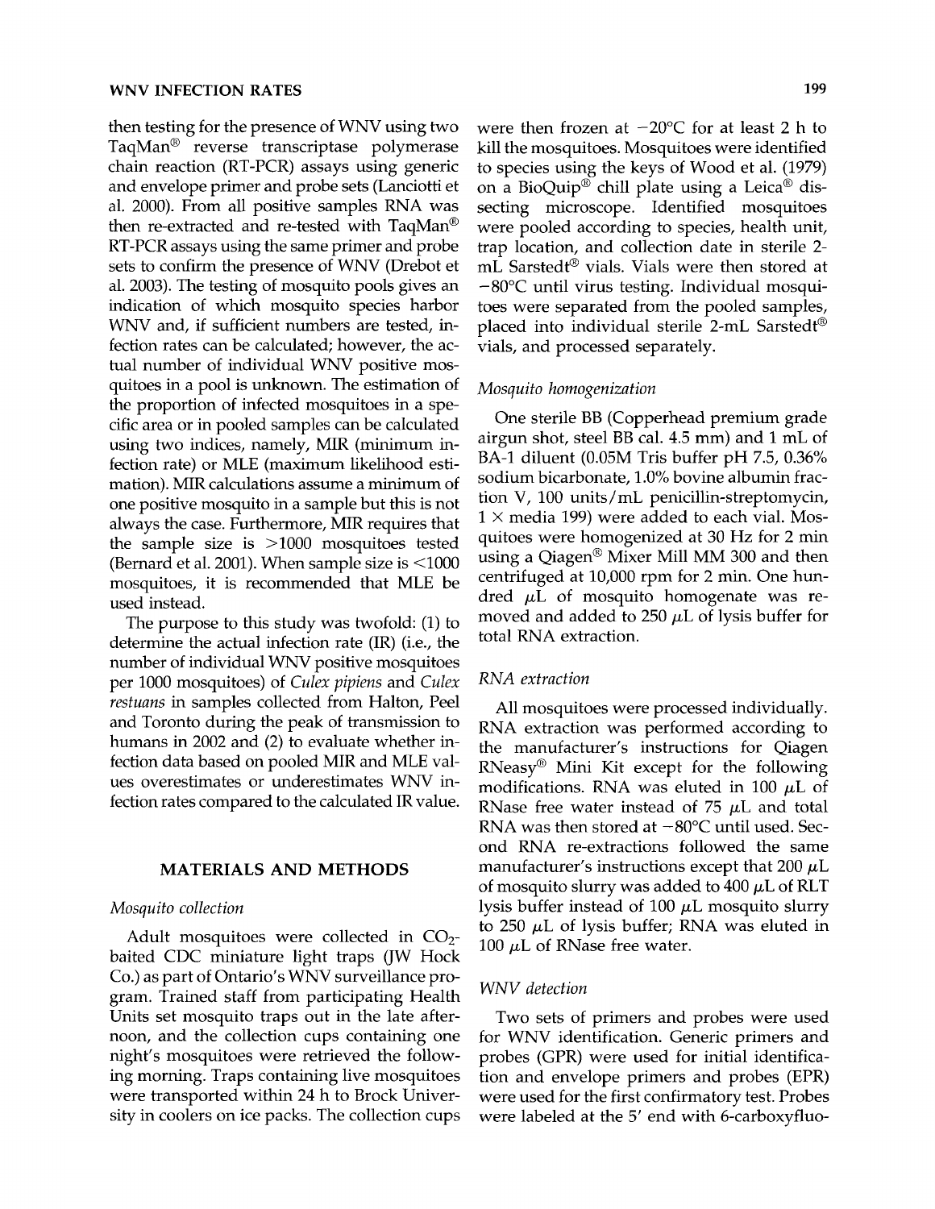then testing for the presence of WNV using two TaqMan® reverse transcriptase polymerase chain reaction (RT-PCR) assays using generic and envelope primer and probe sets (Lanciotti et al. 2000). From all positive samples RNA was then re-extracted and re-tested with TaqMan® RT-PCR assays using the same primer and probe sets to confirm the presence of WNV (Drebot et al. 2003). The testing of mosquito pools gives an indication of which mosquito species harbor WNV and, if sufficient numbers are tested, infection rates can be calculated; however, the actual number of individual WNV positive mosquitoes in a pool is unknown. The estimation of the proportion of infected mosquitoes in a specific area or in pooled samples can be calculated using two indices, namely, MIR (minimum infection rate) or MLE (maximum likelihood estimation). MIR calculations assume a minimum of one positive mosquito in a sample but this is not always the case. Furthermore, MIR requires that the sample size is >1000 mosquitoes tested (Bernard et al. 2001). When sample size is <1000 mosquitoes, it is recommended that MLE be used instead.

The purpose to this study was twofold: (1) to determine the actual infection rate (IR) (i.e., the number of individual WNV positive mosquitoes per 1000 mosquitoes) of *Culex pipiens* and *Culex restuans* in samples collected from Halton, Peel and Toronto during the peak of transmission to humans in 2002 and (2) to evaluate whether infection data based on pooled MIR and MLE values overestimates or underestimates WNV infection rates compared to the calculated IR value.

## MATERIALS AND METHODS

### *Mosquito collection*

Adult mosquitoes were collected in $CO_2$-baited CDC miniature light traps (JW Hock Co.) as part of Ontario's WNV surveillance program. Trained staff from participating Health Units set mosquito traps out in the late afternoon, and the collection cups containing one night's mosquitoes were retrieved the following morning. Traps containing live mosquitoes were transported within 24 h to Brock University in coolers on ice packs. The collection cups were then frozen at −20°C for at least 2 h to kill the mosquitoes. Mosquitoes were identified to species using the keys of Wood et al. (1979) on a BioQuip® chill plate using a Leica® dissecting microscope. Identified mosquitoes were pooled according to species, health unit, trap location, and collection date in sterile 2-mL Sarstedt® vials. Vials were then stored at −80°C until virus testing. Individual mosquitoes were separated from the pooled samples, placed into individual sterile 2-mL Sarstedt® vials, and processed separately.

### *Mosquito homogenization*

One sterile BB (Copperhead premium grade airgun shot, steel BB cal. 4.5 mm) and 1 mL of BA-1 diluent (0.05M Tris buffer pH 7.5, 0.36% sodium bicarbonate, 1.0% bovine albumin fraction V, 100 units/mL penicillin-streptomycin, 1 × media 199) were added to each vial. Mosquitoes were homogenized at 30 Hz for 2 min using a Qiagen® Mixer Mill MM 300 and then centrifuged at 10,000 rpm for 2 min. One hundred μL of mosquito homogenate was removed and added to 250 μL of lysis buffer for total RNA extraction.

### *RNA extraction*

All mosquitoes were processed individually. RNA extraction was performed according to the manufacturer's instructions for Qiagen RNeasy® Mini Kit except for the following modifications. RNA was eluted in 100 μL of RNase free water instead of 75 μL and total RNA was then stored at −80°C until used. Second RNA re-extractions followed the same manufacturer's instructions except that 200 μL of mosquito slurry was added to 400 μL of RLT lysis buffer instead of 100 μL mosquito slurry to 250 μL of lysis buffer; RNA was eluted in 100 μL of RNase free water.

### *WNV detection*

Two sets of primers and probes were used for WNV identification. Generic primers and probes (GPR) were used for initial identification and envelope primers and probes (EPR) were used for the first confirmatory test. Probes were labeled at the 5′ end with 6-carboxyfluo-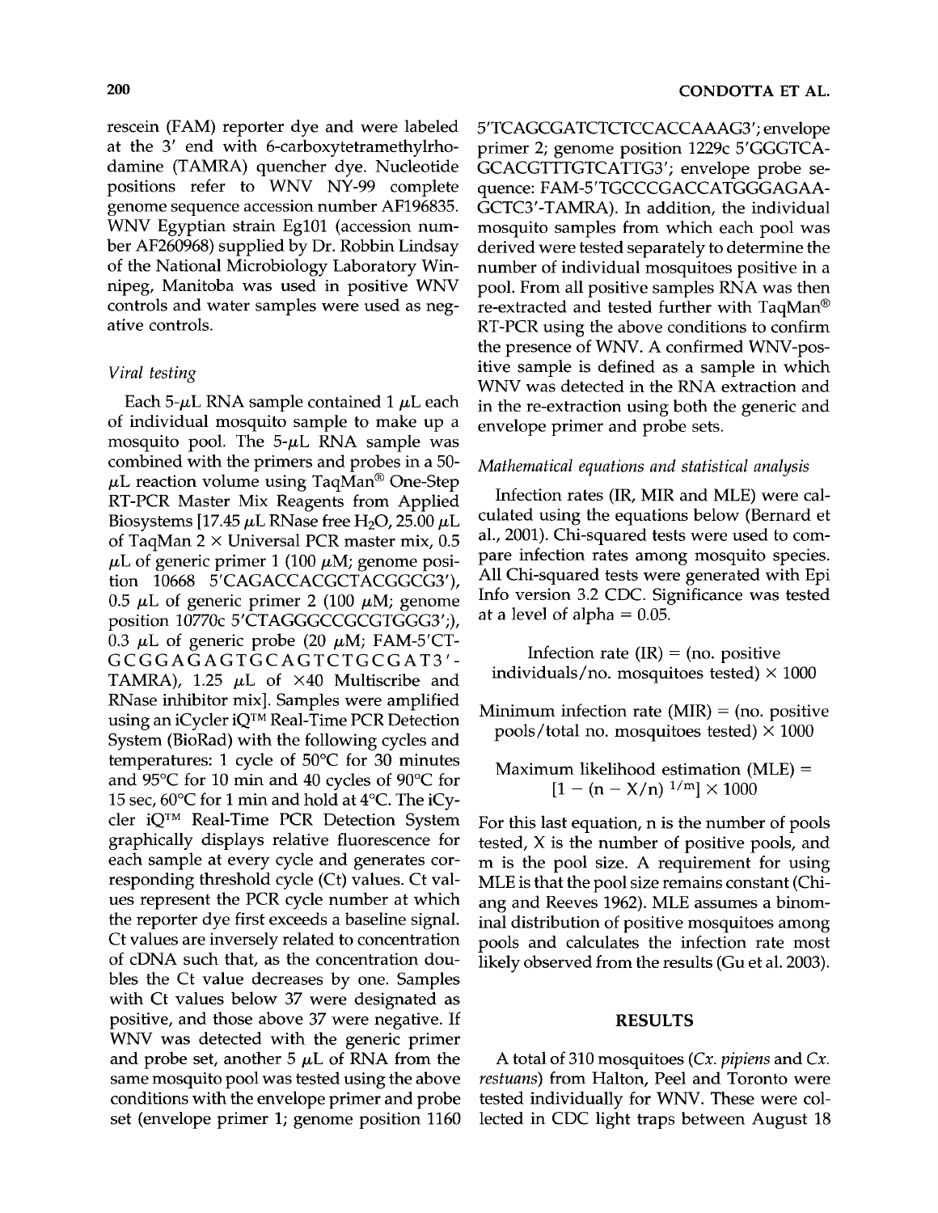rescein (FAM) reporter dye and were labeled at the 3′ end with 6-carboxytetramethylrhodamine (TAMRA) quencher dye. Nucleotide positions refer to WNV NY-99 complete genome sequence accession number AF196835. WNV Egyptian strain Eg101 (accession number AF260968) supplied by Dr. Robbin Lindsay of the National Microbiology Laboratory Winnipeg, Manitoba was used in positive WNV controls and water samples were used as negative controls.

### *Viral testing*

Each 5-μL RNA sample contained 1 μL each of individual mosquito sample to make up a mosquito pool. The 5-μL RNA sample was combined with the primers and probes in a 50-μL reaction volume using TaqMan® One-Step RT-PCR Master Mix Reagents from Applied Biosystems [17.45 μL RNase free $H_2O$, 25.00 μL of TaqMan 2 × Universal PCR master mix, 0.5 μL of generic primer 1 (100 μM; genome position 10668 5′CAGACCACGCTACGGCG3′), 0.5 μL of generic primer 2 (100 μM; genome position 10770c 5′CTAGGGCCGCGTGGG3′;), 0.3 μL of generic probe (20 μM; FAM-5′CTGCGGAGAGTGCAGTCTGCGAT3′-TAMRA), 1.25 μL of ×40 Multiscribe and RNase inhibitor mix]. Samples were amplified using an iCycler iQ™ Real-Time PCR Detection System (BioRad) with the following cycles and temperatures: 1 cycle of 50°C for 30 minutes and 95°C for 10 min and 40 cycles of 90°C for 15 sec, 60°C for 1 min and hold at 4°C. The iCycler iQ™ Real-Time PCR Detection System graphically displays relative fluorescence for each sample at every cycle and generates corresponding threshold cycle (Ct) values. Ct values represent the PCR cycle number at which the reporter dye first exceeds a baseline signal. Ct values are inversely related to concentration of cDNA such that, as the concentration doubles the Ct value decreases by one. Samples with Ct values below 37 were designated as positive, and those above 37 were negative. If WNV was detected with the generic primer and probe set, another 5 μL of RNA from the same mosquito pool was tested using the above conditions with the envelope primer and probe set (envelope primer 1; genome position 1160 5′TCAGCGATCTCTCCACCAAAG3′; envelope primer 2; genome position 1229c 5′GGGTCAGCACGTTTGTCATTG3′; envelope probe sequence: FAM-5′TGCCCGACCATGGGAGAAGCTC3′-TAMRA). In addition, the individual mosquito samples from which each pool was derived were tested separately to determine the number of individual mosquitoes positive in a pool. From all positive samples RNA was then re-extracted and tested further with TaqMan® RT-PCR using the above conditions to confirm the presence of WNV. A confirmed WNV-positive sample is defined as a sample in which WNV was detected in the RNA extraction and in the re-extraction using both the generic and envelope primer and probe sets.

### *Mathematical equations and statistical analysis*

Infection rates (IR, MIR and MLE) were calculated using the equations below (Bernard et al., 2001). Chi-squared tests were used to compare infection rates among mosquito species. All Chi-squared tests were generated with Epi Info version 3.2 CDC. Significance was tested at a level of alpha = 0.05.

$$\text{Infection rate (IR)} = (\text{no. positive individuals/no. mosquitoes tested}) \times 1000$$

$$\text{Minimum infection rate (MIR)} = (\text{no. positive pools/total no. mosquitoes tested}) \times 1000$$

$$\text{Maximum likelihood estimation (MLE)} = [1 - (n - X/n)^{1/m}] \times 1000$$

For this last equation, n is the number of pools tested, X is the number of positive pools, and m is the pool size. A requirement for using MLE is that the pool size remains constant (Chiang and Reeves 1962). MLE assumes a binominal distribution of positive mosquitoes among pools and calculates the infection rate most likely observed from the results (Gu et al. 2003).

## RESULTS

A total of 310 mosquitoes (*Cx. pipiens* and *Cx. restuans*) from Halton, Peel and Toronto were tested individually for WNV. These were collected in CDC light traps between August 18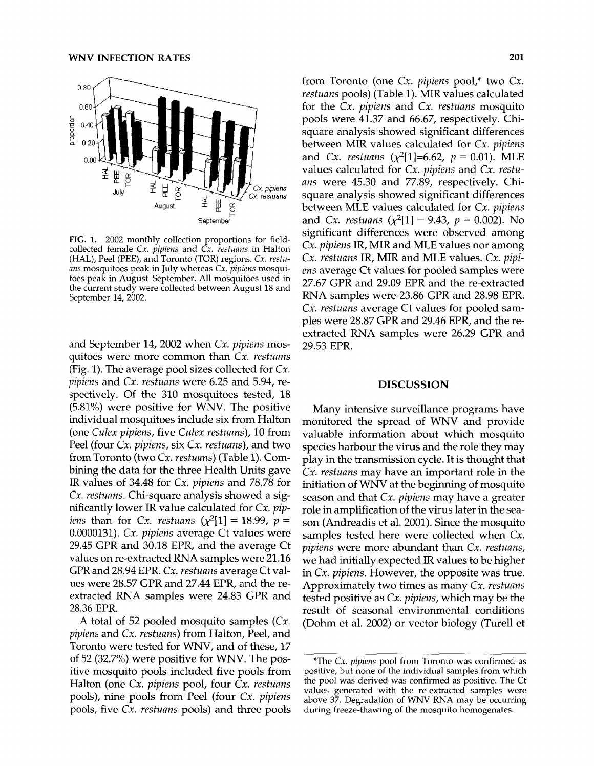FIG. 1. 2002 monthly collection proportions for field-collected female *Cx. pipiens* and *Cx. restuans* in Halton (HAL), Peel (PEE), and Toronto (TOR) regions. *Cx. restuans* mosquitoes peak in July whereas *Cx. pipiens* mosquitoes peak in August–September. All mosquitoes used in the current study were collected between August 18 and September 14, 2002.

and September 14, 2002 when *Cx. pipiens* mosquitoes were more common than *Cx. restuans* (Fig. 1). The average pool sizes collected for *Cx. pipiens* and *Cx. restuans* were 6.25 and 5.94, respectively. Of the 310 mosquitoes tested, 18 (5.81%) were positive for WNV. The positive individual mosquitoes include six from Halton (one *Culex pipiens*, five *Culex restuans*), 10 from Peel (four *Cx. pipiens*, six *Cx. restuans*), and two from Toronto (two *Cx. restuans*) (Table 1). Combining the data for the three Health Units gave IR values of 34.48 for *Cx. pipiens* and 78.78 for *Cx. restuans*. Chi-square analysis showed a significantly lower IR value calculated for *Cx. pipiens* than for *Cx. restuans* ($\chi^2[1] = 18.99$, $p = 0.0000131$). *Cx. pipiens* average Ct values were 29.45 GPR and 30.18 EPR, and the average Ct values on re-extracted RNA samples were 21.16 GPR and 28.94 EPR. *Cx. restuans* average Ct values were 28.57 GPR and 27.44 EPR, and the re-extracted RNA samples were 24.83 GPR and 28.36 EPR.

A total of 52 pooled mosquito samples (*Cx. pipiens* and *Cx. restuans*) from Halton, Peel, and Toronto were tested for WNV, and of these, 17 of 52 (32.7%) were positive for WNV. The positive mosquito pools included five pools from Halton (one *Cx. pipiens* pool, four *Cx. restuans* pools), nine pools from Peel (four *Cx. pipiens* pools, five *Cx. restuans* pools) and three pools from Toronto (one *Cx. pipiens* pool,* two *Cx. restuans* pools) (Table 1). MIR values calculated for the *Cx. pipiens* and *Cx. restuans* mosquito pools were 41.37 and 66.67, respectively. Chi-square analysis showed significant differences between MIR values calculated for *Cx. pipiens* and *Cx. restuans* ($\chi^2[1]=6.62$, $p = 0.01$). MLE values calculated for *Cx. pipiens* and *Cx. restuans* were 45.30 and 77.89, respectively. Chi-square analysis showed significant differences between MLE values calculated for *Cx. pipiens* and *Cx. restuans* ($\chi^2[1] = 9.43$, $p = 0.002$). No significant differences were observed among *Cx. pipiens* IR, MIR and MLE values nor among *Cx. restuans* IR, MIR and MLE values. *Cx. pipiens* average Ct values for pooled samples were 27.67 GPR and 29.09 EPR and the re-extracted RNA samples were 23.86 GPR and 28.98 EPR. *Cx. restuans* average Ct values for pooled samples were 28.87 GPR and 29.46 EPR, and the re-extracted RNA samples were 26.29 GPR and 29.53 EPR.

## DISCUSSION

Many intensive surveillance programs have monitored the spread of WNV and provide valuable information about which mosquito species harbour the virus and the role they may play in the transmission cycle. It is thought that *Cx. restuans* may have an important role in the initiation of WNV at the beginning of mosquito season and that *Cx. pipiens* may have a greater role in amplification of the virus later in the season (Andreadis et al. 2001). Since the mosquito samples tested here were collected when *Cx. pipiens* were more abundant than *Cx. restuans*, we had initially expected IR values to be higher in *Cx. pipiens*. However, the opposite was true. Approximately two times as many *Cx. restuans* tested positive as *Cx. pipiens*, which may be the result of seasonal environmental conditions (Dohm et al. 2002) or vector biology (Turell et

*The *Cx. pipiens* pool from Toronto was confirmed as positive, but none of the individual samples from which the pool was derived was confirmed as positive. The Ct values generated with the re-extracted samples were above 37. Degradation of WNV RNA may be occurring during freeze-thawing of the mosquito homogenates.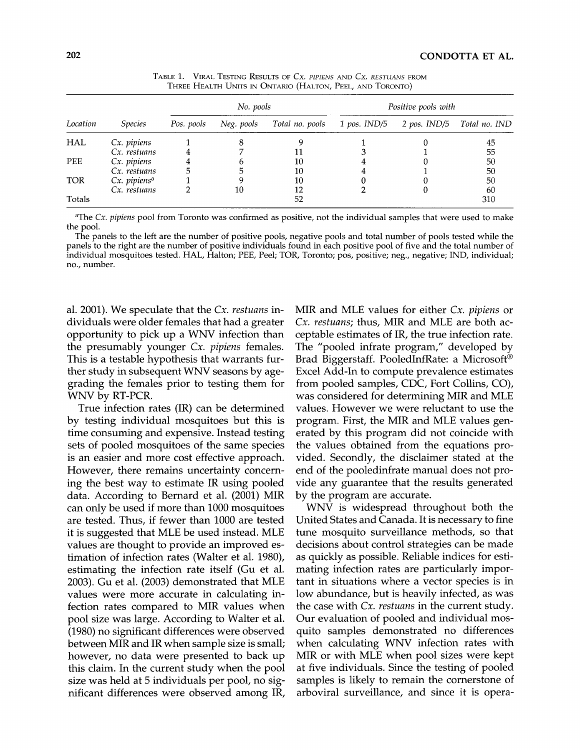TABLE 1. VIRAL TESTING RESULTS OF *CX. PIPIENS* AND *CX. RESTUANS* FROM THREE HEALTH UNITS IN ONTARIO (HALTON, PEEL, AND TORONTO)

| | | *No. pools* | | | *Positive pools with* | | |
|---|---|---|---|---|---|---|---|
| *Location* | *Species* | *Pos. pools* | *Neg. pools* | *Total no. pools* | *1 pos. IND/5* | *2 pos. IND/5* | *Total no. IND* |
| HAL | *Cx. pipiens* | 1 | 8 | 9 | 1 | 0 | 45 |
| | *Cx. restuans* | 4 | 7 | 11 | 3 | 1 | 55 |
| PEE | *Cx. pipiens* | 4 | 6 | 10 | 4 | 0 | 50 |
| | *Cx. restuans* | 5 | 5 | 10 | 4 | 1 | 50 |
| TOR | *Cx. pipiens*[a] | 1 | 9 | 10 | 0 | 0 | 50 |
| | *Cx. restuans* | 2 | 10 | 12 | 2 | 0 | 60 |
| Totals | | | | 52 | | | 310 |

[a]The *Cx. pipiens* pool from Toronto was confirmed as positive, not the individual samples that were used to make the pool.

The panels to the left are the number of positive pools, negative pools and total number of pools tested while the panels to the right are the number of positive individuals found in each positive pool of five and the total number of individual mosquitoes tested. HAL, Halton; PEE, Peel; TOR, Toronto; pos, positive; neg., negative; IND, individual; no., number.

al. 2001). We speculate that the *Cx. restuans* individuals were older females that had a greater opportunity to pick up a WNV infection than the presumably younger *Cx. pipiens* females. This is a testable hypothesis that warrants further study in subsequent WNV seasons by age-grading the females prior to testing them for WNV by RT-PCR.

True infection rates (IR) can be determined by testing individual mosquitoes but this is time consuming and expensive. Instead testing sets of pooled mosquitoes of the same species is an easier and more cost effective approach. However, there remains uncertainty concerning the best way to estimate IR using pooled data. According to Bernard et al. (2001) MIR can only be used if more than 1000 mosquitoes are tested. Thus, if fewer than 1000 are tested it is suggested that MLE be used instead. MLE values are thought to provide an improved estimation of infection rates (Walter et al. 1980), estimating the infection rate itself (Gu et al. 2003). Gu et al. (2003) demonstrated that MLE values were more accurate in calculating infection rates compared to MIR values when pool size was large. According to Walter et al. (1980) no significant differences were observed between MIR and IR when sample size is small; however, no data were presented to back up this claim. In the current study when the pool size was held at 5 individuals per pool, no significant differences were observed among IR, MIR and MLE values for either *Cx. pipiens* or *Cx. restuans*; thus, MIR and MLE are both acceptable estimates of IR, the true infection rate. The "pooled infrate program," developed by Brad Biggerstaff. PooledInfRate: a Microsoft® Excel Add-In to compute prevalence estimates from pooled samples, CDC, Fort Collins, CO), was considered for determining MIR and MLE values. However we were reluctant to use the program. First, the MIR and MLE values generated by this program did not coincide with the values obtained from the equations provided. Secondly, the disclaimer stated at the end of the pooledinfrate manual does not provide any guarantee that the results generated by the program are accurate.

WNV is widespread throughout both the United States and Canada. It is necessary to fine tune mosquito surveillance methods, so that decisions about control strategies can be made as quickly as possible. Reliable indices for estimating infection rates are particularly important in situations where a vector species is in low abundance, but is heavily infected, as was the case with *Cx. restuans* in the current study. Our evaluation of pooled and individual mosquito samples demonstrated no differences when calculating WNV infection rates with MIR or with MLE when pool sizes were kept at five individuals. Since the testing of pooled samples is likely to remain the cornerstone of arboviral surveillance, and since it is opera-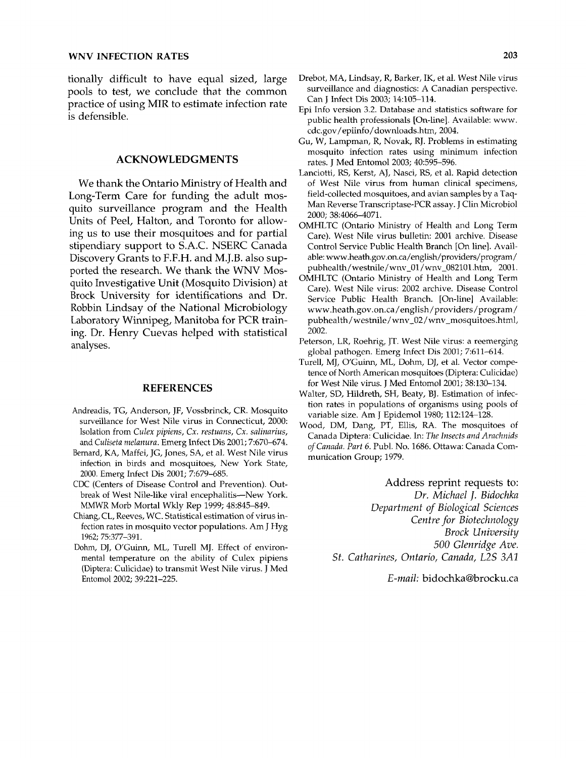tionally difficult to have equal sized, large pools to test, we conclude that the common practice of using MIR to estimate infection rate is defensible.

## ACKNOWLEDGMENTS

We thank the Ontario Ministry of Health and Long-Term Care for funding the adult mosquito surveillance program and the Health Units of Peel, Halton, and Toronto for allowing us to use their mosquitoes and for partial stipendiary support to S.A.C. NSERC Canada Discovery Grants to F.F.H. and M.J.B. also supported the research. We thank the WNV Mosquito Investigative Unit (Mosquito Division) at Brock University for identifications and Dr. Robbin Lindsay of the National Microbiology Laboratory Winnipeg, Manitoba for PCR training. Dr. Henry Cuevas helped with statistical analyses.

## REFERENCES

Andreadis, TG, Anderson, JF, Vossbrinck, CR. Mosquito surveillance for West Nile virus in Connecticut, 2000: Isolation from *Culex pipiens*, *Cx. restuans*, *Cx. salinarius*, and *Culiseta melanura*. Emerg Infect Dis 2001; 7:670–674.

Bernard, KA, Maffei, JG, Jones, SA, et al. West Nile virus infection in birds and mosquitoes, New York State, 2000. Emerg Infect Dis 2001; 7:679–685.

CDC (Centers of Disease Control and Prevention). Outbreak of West Nile-like viral encephalitis—New York. MMWR Morb Mortal Wkly Rep 1999; 48:845–849.

Chiang, CL, Reeves, WC. Statistical estimation of virus infection rates in mosquito vector populations. Am J Hyg 1962; 75:377–391.

Dohm, DJ, O'Guinn, ML, Turell MJ. Effect of environmental temperature on the ability of Culex pipiens (Diptera: Culicidae) to transmit West Nile virus. J Med Entomol 2002; 39:221–225.

Drebot, MA, Lindsay, R, Barker, IK, et al. West Nile virus surveillance and diagnostics: A Canadian perspective. Can J Infect Dis 2003; 14:105–114.

Epi Info version 3.2. Database and statistics software for public health professionals [On-line]. Available: www.cdc.gov/epiinfo/downloads.htm, 2004.

Gu, W, Lampman, R, Novak, RJ. Problems in estimating mosquito infection rates using minimum infection rates. J Med Entomol 2003; 40:595–596.

Lanciotti, RS, Kerst, AJ, Nasci, RS, et al. Rapid detection of West Nile virus from human clinical specimens, field-collected mosquitoes, and avian samples by a TaqMan Reverse Transcriptase-PCR assay. J Clin Microbiol 2000; 38:4066–4071.

OMHLTC (Ontario Ministry of Health and Long Term Care). West Nile virus bulletin: 2001 archive. Disease Control Service Public Health Branch [On line]. Available: www.heath.gov.on.ca/english/providers/program/pubhealth/westnile/wnv_01/wnv_082101.htm, 2001.

OMHLTC (Ontario Ministry of Health and Long Term Care). West Nile virus: 2002 archive. Disease Control Service Public Health Branch. [On-line] Available: www.heath.gov.on.ca/english/providers/program/pubhealth/westnile/wnv_02/wnv_mosquitoes.html, 2002.

Peterson, LR, Roehrig, JT. West Nile virus: a reemerging global pathogen. Emerg Infect Dis 2001; 7:611–614.

Turell, MJ, O'Guinn, ML, Dohm, DJ, et al. Vector competence of North American mosquitoes (Diptera: Culicidae) for West Nile virus. J Med Entomol 2001; 38:130–134.

Walter, SD, Hildreth, SH, Beaty, BJ. Estimation of infection rates in populations of organisms using pools of variable size. Am J Epidemol 1980; 112:124–128.

Wood, DM, Dang, PT, Ellis, RA. The mosquitoes of Canada Diptera: Culicidae. In: *The Insects and Arachnids of Canada. Part 6*. Publ. No. 1686. Ottawa: Canada Communication Group; 1979.

Address reprint requests to:
*Dr. Michael J. Bidochka*
*Department of Biological Sciences*
*Centre for Biotechnology*
*Brock University*
*500 Glenridge Ave.*
*St. Catharines, Ontario, Canada, L2S 3A1*

*E-mail:* bidochka@brocku.ca